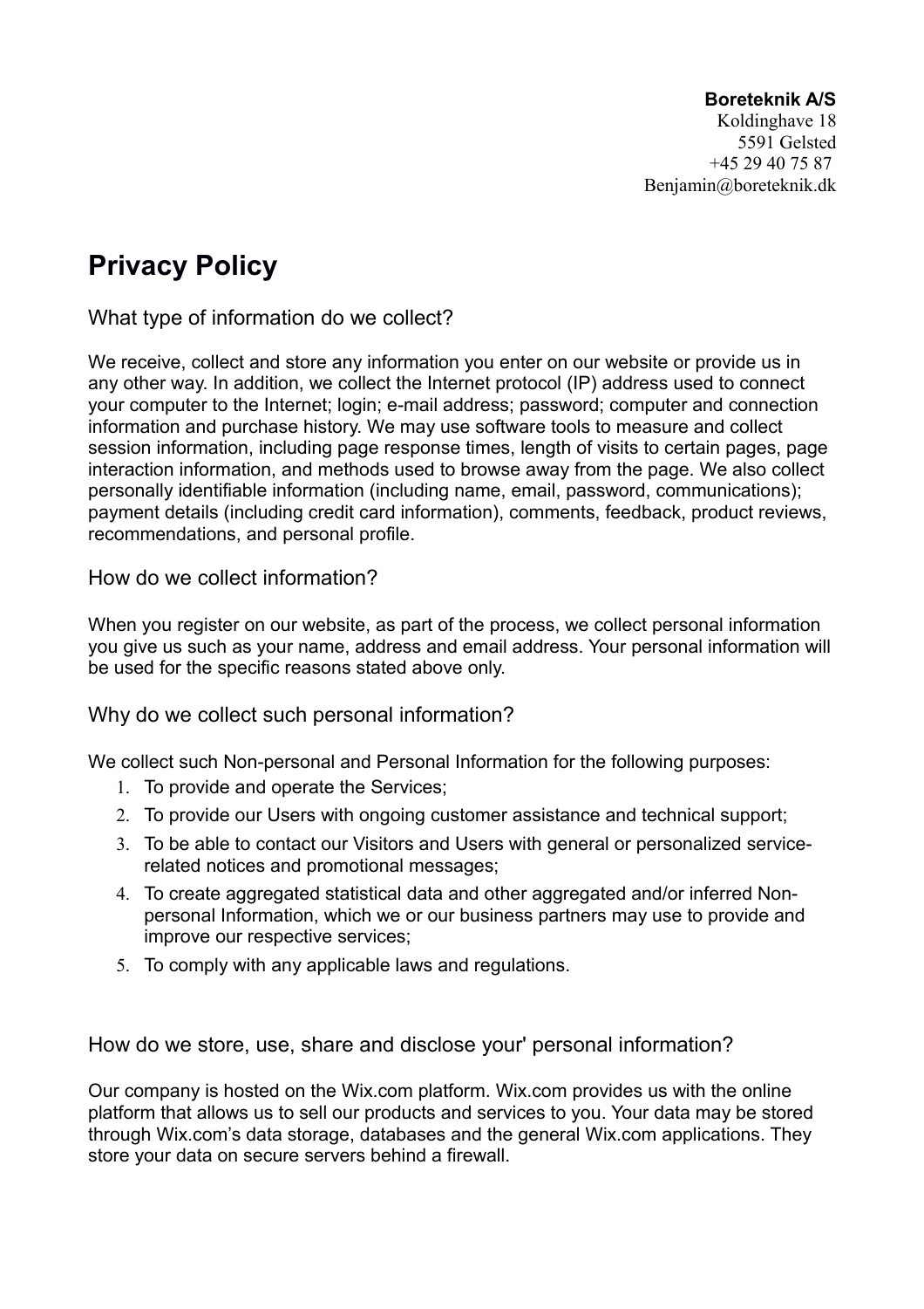**Boreteknik A/S**
Koldinghave 18
5591 Gelsted
+45 29 40 75 87
Benjamin@boreteknik.dk

# Privacy Policy

## What type of information do we collect?

We receive, collect and store any information you enter on our website or provide us in any other way. In addition, we collect the Internet protocol (IP) address used to connect your computer to the Internet; login; e-mail address; password; computer and connection information and purchase history. We may use software tools to measure and collect session information, including page response times, length of visits to certain pages, page interaction information, and methods used to browse away from the page. We also collect personally identifiable information (including name, email, password, communications); payment details (including credit card information), comments, feedback, product reviews, recommendations, and personal profile.

## How do we collect information?

When you register on our website, as part of the process, we collect personal information you give us such as your name, address and email address. Your personal information will be used for the specific reasons stated above only.

## Why do we collect such personal information?

We collect such Non-personal and Personal Information for the following purposes:

1. To provide and operate the Services;
2. To provide our Users with ongoing customer assistance and technical support;
3. To be able to contact our Visitors and Users with general or personalized service-related notices and promotional messages;
4. To create aggregated statistical data and other aggregated and/or inferred Non-personal Information, which we or our business partners may use to provide and improve our respective services;
5. To comply with any applicable laws and regulations.

## How do we store, use, share and disclose your' personal information?

Our company is hosted on the Wix.com platform. Wix.com provides us with the online platform that allows us to sell our products and services to you. Your data may be stored through Wix.com's data storage, databases and the general Wix.com applications. They store your data on secure servers behind a firewall.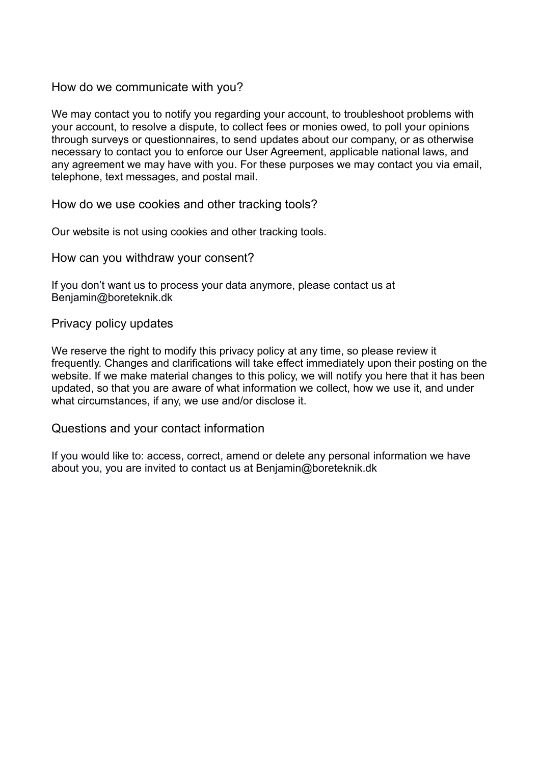## How do we communicate with you?

We may contact you to notify you regarding your account, to troubleshoot problems with your account, to resolve a dispute, to collect fees or monies owed, to poll your opinions through surveys or questionnaires, to send updates about our company, or as otherwise necessary to contact you to enforce our User Agreement, applicable national laws, and any agreement we may have with you. For these purposes we may contact you via email, telephone, text messages, and postal mail.

## How do we use cookies and other tracking tools?

Our website is not using cookies and other tracking tools.

## How can you withdraw your consent?

If you don't want us to process your data anymore, please contact us at Benjamin@boreteknik.dk

## Privacy policy updates

We reserve the right to modify this privacy policy at any time, so please review it frequently. Changes and clarifications will take effect immediately upon their posting on the website. If we make material changes to this policy, we will notify you here that it has been updated, so that you are aware of what information we collect, how we use it, and under what circumstances, if any, we use and/or disclose it.

## Questions and your contact information

If you would like to: access, correct, amend or delete any personal information we have about you, you are invited to contact us at Benjamin@boreteknik.dk